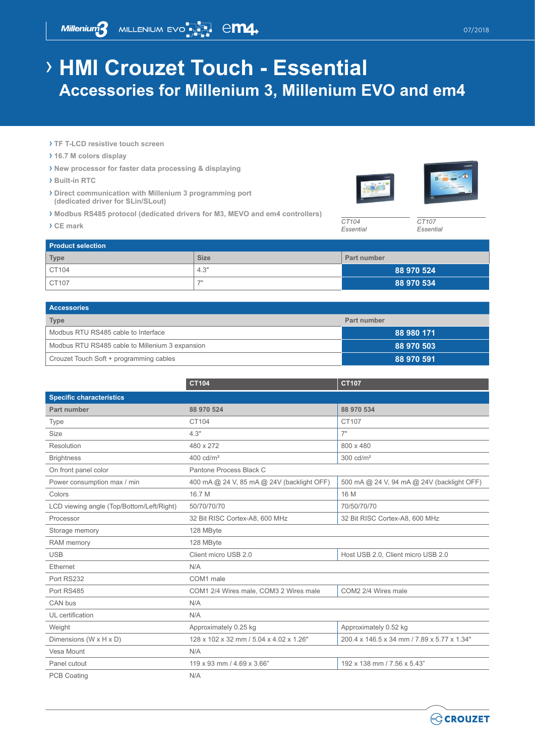# › HMI Crouzet Touch - Essential

## Accessories for Millenium 3, Millenium EVO and em4

- › TF T-LCD resistive touch screen
- › 16.7 M colors display
- › New processor for faster data processing & displaying
- › Built-in RTC
- › Direct communication with Millenium 3 programming port (dedicated driver for SLin/SLout)
- › Modbus RS485 protocol (dedicated drivers for M3, MEVO and em4 controllers)
- › CE mark

*CT104 Essential*

*CT107 Essential*

| Product selection | | |
|---|---|---|
| **Type** | **Size** | **Part number** |
| CT104 | 4.3" | **88 970 524** |
| CT107 | 7" | **88 970 534** |

| Accessories | |
|---|---|
| **Type** | **Part number** |
| Modbus RTU RS485 cable to Interface | **88 980 171** |
| Modbus RTU RS485 cable to Millenium 3 expansion | **88 970 503** |
| Crouzet Touch Soft + programming cables | **88 970 591** |

| | CT104 | CT107 |
|---|---|---|
| **Specific characteristics** | | |
| **Part number** | **88 970 524** | **88 970 534** |
| Type | CT104 | CT107 |
| Size | 4.3" | 7" |
| Resolution | 480 x 272 | 800 x 480 |
| Brightness | 400 cd/m² | 300 cd/m² |
| On front panel color | Pantone Process Black C | |
| Power consumption max / min | 400 mA @ 24 V, 85 mA @ 24V (backlight OFF) | 500 mA @ 24 V, 94 mA @ 24V (backlight OFF) |
| Colors | 16.7 M | 16 M |
| LCD viewing angle (Top/Bottom/Left/Right) | 50/70/70/70 | 70/50/70/70 |
| Processor | 32 Bit RISC Cortex-A8, 600 MHz | 32 Bit RISC Cortex-A8, 600 MHz |
| Storage memory | 128 MByte | |
| RAM memory | 128 MByte | |
| USB | Client micro USB 2.0 | Host USB 2.0, Client micro USB 2.0 |
| Ethernet | N/A | |
| Port RS232 | COM1 male | |
| Port RS485 | COM1 2/4 Wires male, COM3 2 Wires male | COM2 2/4 Wires male |
| CAN bus | N/A | |
| UL certification | N/A | |
| Weight | Approximately 0.25 kg | Approximately 0.52 kg |
| Dimensions (W x H x D) | 128 x 102 x 32 mm / 5.04 x 4.02 x 1.26" | 200.4 x 146.5 x 34 mm / 7.89 x 5.77 x 1.34" |
| Vesa Mount | N/A | |
| Panel cutout | 119 x 93 mm / 4.69 x 3.66" | 192 x 138 mm / 7.56 x 5.43" |
| PCB Coating | N/A | |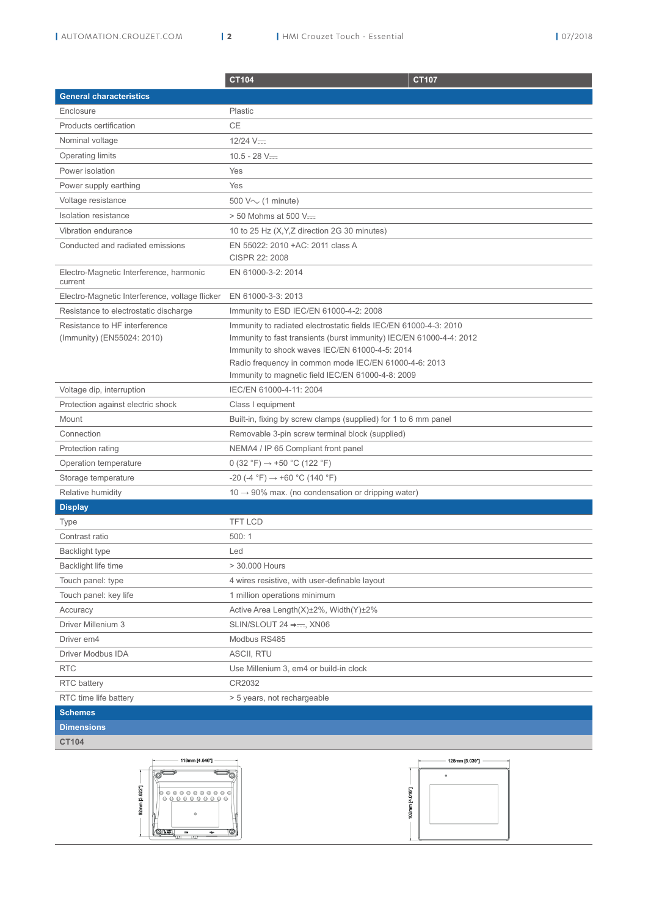| | CT104 | CT107 |
|---|---|---|
| **General characteristics** | | |
| Enclosure | Plastic | |
| Products certification | CE | |
| Nominal voltage | 12/24 V⎓ | |
| Operating limits | 10.5 - 28 V⎓ | |
| Power isolation | Yes | |
| Power supply earthing | Yes | |
| Voltage resistance | 500 V∿ (1 minute) | |
| Isolation resistance | > 50 Mohms at 500 V⎓ | |
| Vibration endurance | 10 to 25 Hz (X,Y,Z direction 2G 30 minutes) | |
| Conducted and radiated emissions | EN 55022: 2010 +AC: 2011 class A<br>CISPR 22: 2008 | |
| Electro-Magnetic Interference, harmonic current | EN 61000-3-2: 2014 | |
| Electro-Magnetic Interference, voltage flicker | EN 61000-3-3: 2013 | |
| Resistance to electrostatic discharge | Immunity to ESD IEC/EN 61000-4-2: 2008 | |
| Resistance to HF interference (Immunity) (EN55024: 2010) | Immunity to radiated electrostatic fields IEC/EN 61000-4-3: 2010<br>Immunity to fast transients (burst immunity) IEC/EN 61000-4-4: 2012<br>Immunity to shock waves IEC/EN 61000-4-5: 2014<br>Radio frequency in common mode IEC/EN 61000-4-6: 2013<br>Immunity to magnetic field IEC/EN 61000-4-8: 2009 | |
| Voltage dip, interruption | IEC/EN 61000-4-11: 2004 | |
| Protection against electric shock | Class I equipment | |
| Mount | Built-in, fixing by screw clamps (supplied) for 1 to 6 mm panel | |
| Connection | Removable 3-pin screw terminal block (supplied) | |
| Protection rating | NEMA4 / IP 65 Compliant front panel | |
| Operation temperature | 0 (32 °F) → +50 °C (122 °F) | |
| Storage temperature | -20 (-4 °F) → +60 °C (140 °F) | |
| Relative humidity | 10 → 90% max. (no condensation or dripping water) | |
| **Display** | | |
| Type | TFT LCD | |
| Contrast ratio | 500: 1 | |
| Backlight type | Led | |
| Backlight life time | > 30.000 Hours | |
| Touch panel: type | 4 wires resistive, with user-definable layout | |
| Touch panel: key life | 1 million operations minimum | |
| Accuracy | Active Area Length(X)±2%, Width(Y)±2% | |
| Driver Millenium 3 | SLIN/SLOUT 24 ➜⎓, XN06 | |
| Driver em4 | Modbus RS485 | |
| Driver Modbus IDA | ASCII, RTU | |
| RTC | Use Millenium 3, em4 or build-in clock | |
| RTC battery | CR2032 | |
| RTC time life battery | > 5 years, not rechargeable | |

## Schemes

### Dimensions

#### CT104

118mm [4.646"]

92mm [3.622"]

128mm [5.039"]

102mm [4.016"]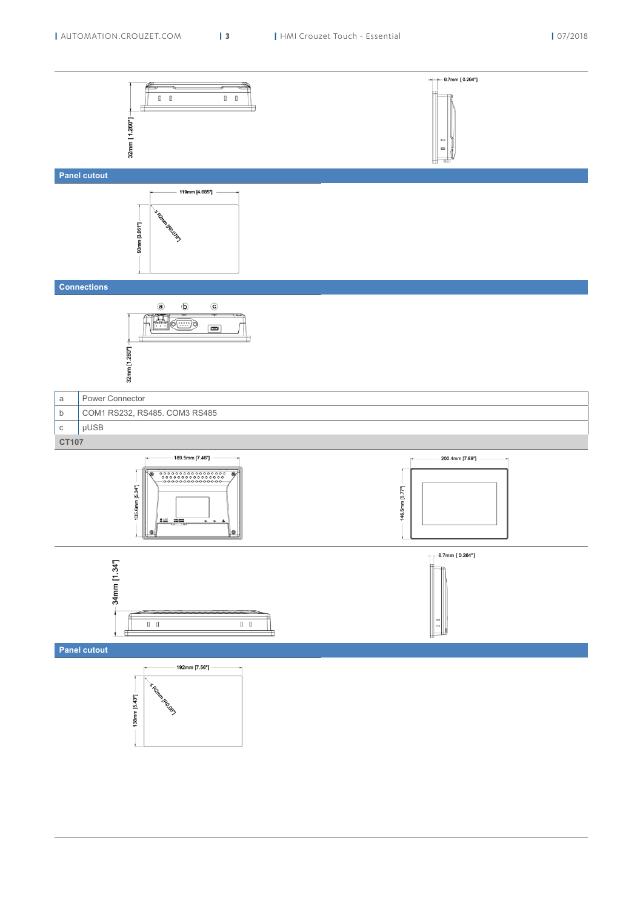## Panel cutout

## Connections

| | |
|---|---|
| a | Power Connector |
| b | COM1 RS232, RS485. COM3 RS485 |
| c | µUSB |

## CT107

## Panel cutout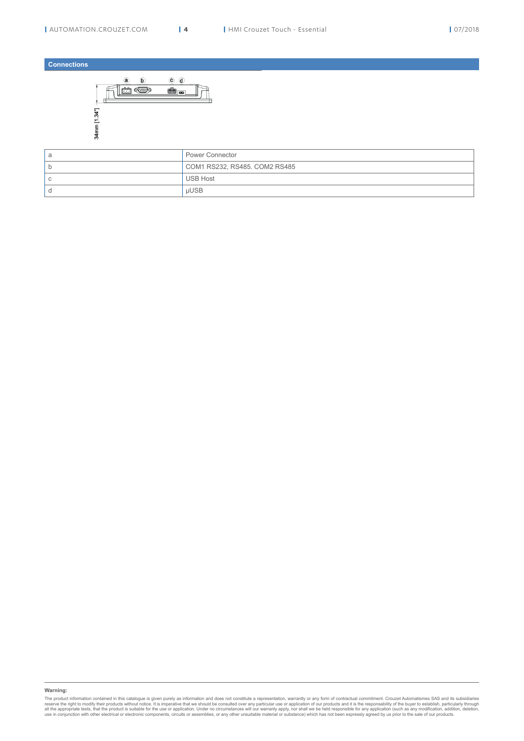## Connections

34mm [1.34"]

| | |
|---|---|
| a | Power Connector |
| b | COM1 RS232, RS485. COM2 RS485 |
| c | USB Host |
| d | µUSB |

**Warning:**

The product information contained in this catalogue is given purely as information and does not constitute a representation, warranty or any form of contractual commitment. Crouzet Automatismes SAS and its subsidiaries reserve the right to modify their products without notice. It is imperative that we should be consulted over any particular use or application of our products and it is the responsability of the buyer to establish, particularly through all the appropriate tests, that the product is suitable for the use or application. Under no circumstances will our warranty apply, nor shall we be held responsible for any application (such as any modification, addition, deletion, use in conjunction with other electrical or electronic components, circuits or assemblies, or any other unsuitable material or substance) which has not been expressly agreed by us prior to the sale of our products.